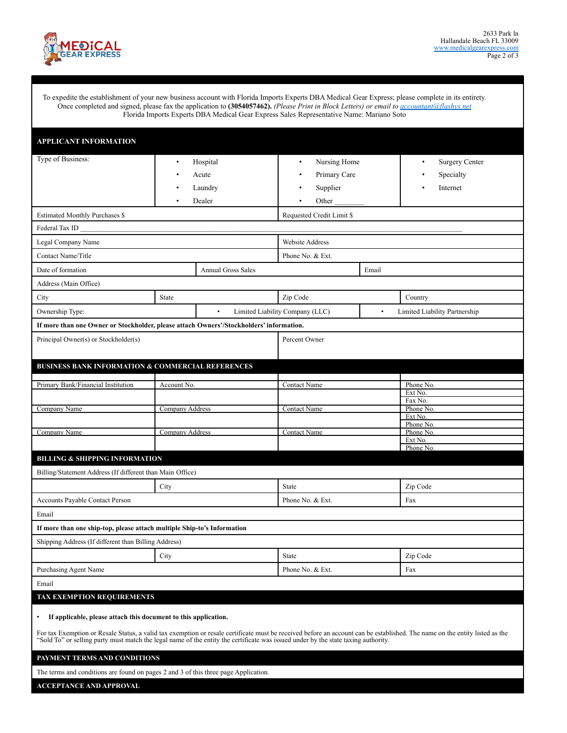MEDiCAL GEAR EXPRESS

2633 Park ln
Hallandale Beach FL 33009
www.medicalgearexpress.com

To expedite the establishment of your new business account with Florida Imports Experts DBA Medical Gear Express; please complete in its entirety. Once completed and signed, please fax the application to **(3054057462).** *(Please Print in Block Letters) or email to accountant@flashys.net*
Florida Imports Experts DBA Medical Gear Express Sales Representative Name: Mariano Soto

## APPLICANT INFORMATION

| Type of Business: | • Hospital<br>• Acute<br>• Laundry<br>• Dealer | • Nursing Home<br>• Primary Care<br>• Supplier<br>• Other ________ | • Surgery Center<br>• Specialty<br>• Internet |
|---|---|---|---|

| Estimated Monthly Purchases $ | Requested Credit Limit $ |
|---|---|
| Federal Tax ID ______________________________ | |
| Legal Company Name | Website Address |
| Contact Name/Title | Phone No. & Ext. |

| Date of formation | Annual Gross Sales | Email |
|---|---|---|

Address (Main Office)

| City | State | Zip Code | Country |
|---|---|---|---|

| Ownership Type: | • Limited Liability Company (LLC) | • Limited Liability Partnership |
|---|---|---|

**If more than one Owner or Stockholder, please attach Owners'/Stockholders' information.**

| Principal Owner(s) or Stockholder(s) | Percent Owner |
|---|---|

## BUSINESS BANK INFORMATION & COMMERCIAL REFERENCES

| Primary Bank/Financial Institution | Account No. | Contact Name | Phone No.<br>Ext No.<br>Fax No. |
|---|---|---|---|
| Company Name | Company Address | Contact Name | Phone No.<br>Ext No.<br>Phone No. |
| Company Name | Company Address | Contact Name | Phone No.<br>Ext No.<br>Phone No. |

## BILLING & SHIPPING INFORMATION

Billing/Statement Address (If different than Main Office)

| | City | State | Zip Code |
|---|---|---|---|
| Accounts Payable Contact Person | | Phone No. & Ext. | Fax |

Email

**If more than one ship-top, please attach multiple Ship-to's Information**

Shipping Address (If different than Billing Address)

| | City | State | Zip Code |
|---|---|---|---|
| Purchasing Agent Name | | Phone No. & Ext. | Fax |

Email

## TAX EXEMPTION REQUIREMENTS

- **If applicable, please attach this document to this application.**

For tax Exemption or Resale Status, a valid tax exemption or resale certificate must be received before an account can be established. The name on the entity listed as the "Sold To" or selling party must match the legal name of the entity the certificate was issued under by the state taxing authority.

## PAYMENT TERMS AND CONDITIONS

The terms and conditions are found on pages 2 and 3 of this three page Application.

## ACCEPTANCE AND APPROVAL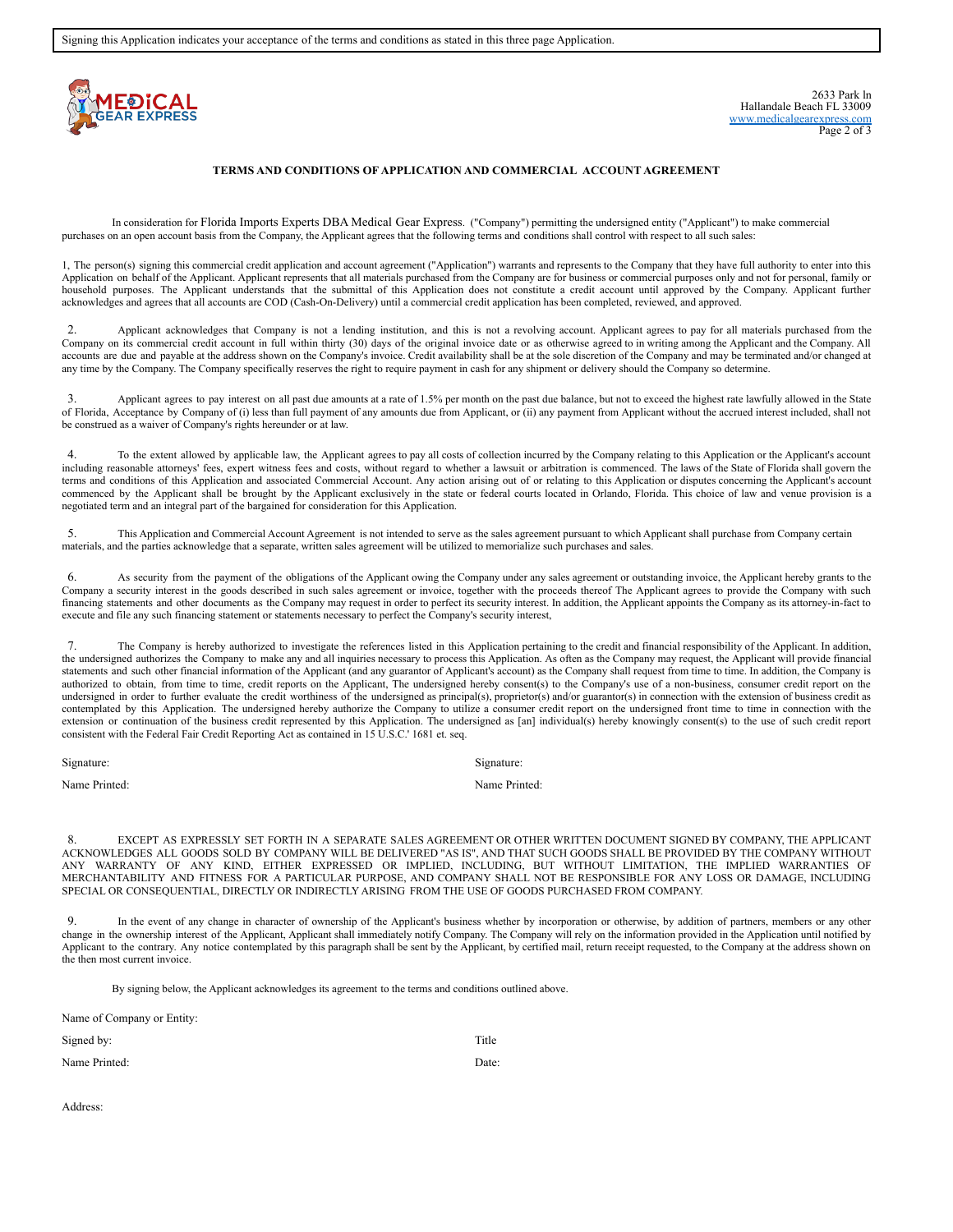Signing this Application indicates your acceptance of the terms and conditions as stated in this three page Application.

2633 Park ln
Hallandale Beach FL 33009
www.medicalgearexpress.com

**TERMS AND CONDITIONS OF APPLICATION AND COMMERCIAL ACCOUNT AGREEMENT**

In consideration for Florida Imports Experts DBA Medical Gear Express. ("Company") permitting the undersigned entity ("Applicant") to make commercial purchases on an open account basis from the Company, the Applicant agrees that the following terms and conditions shall control with respect to all such sales:

1, The person(s) signing this commercial credit application and account agreement ("Application") warrants and represents to the Company that they have full authority to enter into this Application on behalf of the Applicant. Applicant represents that all materials purchased from the Company are for business or commercial purposes only and not for personal, family or household purposes. The Applicant understands that the submittal of this Application does not constitute a credit account until approved by the Company. Applicant further acknowledges and agrees that all accounts are COD (Cash-On-Delivery) until a commercial credit application has been completed, reviewed, and approved.

2. Applicant acknowledges that Company is not a lending institution, and this is not a revolving account. Applicant agrees to pay for all materials purchased from the Company on its commercial credit account in full within thirty (30) days of the original invoice date or as otherwise agreed to in writing among the Applicant and the Company. All accounts are due and payable at the address shown on the Company's invoice. Credit availability shall be at the sole discretion of the Company and may be terminated and/or changed at any time by the Company. The Company specifically reserves the right to require payment in cash for any shipment or delivery should the Company so determine.

3. Applicant agrees to pay interest on all past due amounts at a rate of 1.5% per month on the past due balance, but not to exceed the highest rate lawfully allowed in the State of Florida, Acceptance by Company of (i) less than full payment of any amounts due from Applicant, or (ii) any payment from Applicant without the accrued interest included, shall not be construed as a waiver of Company's rights hereunder or at law.

4. To the extent allowed by applicable law, the Applicant agrees to pay all costs of collection incurred by the Company relating to this Application or the Applicant's account including reasonable attorneys' fees, expert witness fees and costs, without regard to whether a lawsuit or arbitration is commenced. The laws of the State of Florida shall govern the terms and conditions of this Application and associated Commercial Account. Any action arising out of or relating to this Application or disputes concerning the Applicant's account commenced by the Applicant shall be brought by the Applicant exclusively in the state or federal courts located in Orlando, Florida. This choice of law and venue provision is a negotiated term and an integral part of the bargained for consideration for this Application.

5. This Application and Commercial Account Agreement is not intended to serve as the sales agreement pursuant to which Applicant shall purchase from Company certain materials, and the parties acknowledge that a separate, written sales agreement will be utilized to memorialize such purchases and sales.

6. As security from the payment of the obligations of the Applicant owing the Company under any sales agreement or outstanding invoice, the Applicant hereby grants to the Company a security interest in the goods described in such sales agreement or invoice, together with the proceeds thereof The Applicant agrees to provide the Company with such financing statements and other documents as the Company may request in order to perfect its security interest. In addition, the Applicant appoints the Company as its attorney-in-fact to execute and file any such financing statement or statements necessary to perfect the Company's security interest,

7. The Company is hereby authorized to investigate the references listed in this Application pertaining to the credit and financial responsibility of the Applicant. In addition, the undersigned authorizes the Company to make any and all inquiries necessary to process this Application. As often as the Company may request, the Applicant will provide financial statements and such other financial information of the Applicant (and any guarantor of Applicant's account) as the Company shall request from time to time. In addition, the Company is authorized to obtain, from time to time, credit reports on the Applicant, The undersigned hereby consent(s) to the Company's use of a non-business, consumer credit report on the undersigned in order to further evaluate the credit worthiness of the undersigned as principal(s), proprietor(s) and/or guarantor(s) in connection with the extension of business credit as contemplated by this Application. The undersigned hereby authorize the Company to utilize a consumer credit report on the undersigned front time to time in connection with the extension or continuation of the business credit represented by this Application. The undersigned as [an] individual(s) hereby knowingly consent(s) to the use of such credit report consistent with the Federal Fair Credit Reporting Act as contained in 15 U.S.C.' 1681 et. seq.

Signature: Signature:

Name Printed: Name Printed:

8. EXCEPT AS EXPRESSLY SET FORTH IN A SEPARATE SALES AGREEMENT OR OTHER WRITTEN DOCUMENT SIGNED BY COMPANY, THE APPLICANT ACKNOWLEDGES ALL GOODS SOLD BY COMPANY WILL BE DELIVERED "AS IS", AND THAT SUCH GOODS SHALL BE PROVIDED BY THE COMPANY WITHOUT ANY WARRANTY OF ANY KIND, EITHER EXPRESSED OR IMPLIED, INCLUDING, BUT WITHOUT LIMITATION, THE IMPLIED WARRANTIES OF MERCHANTABILITY AND FITNESS FOR A PARTICULAR PURPOSE, AND COMPANY SHALL NOT BE RESPONSIBLE FOR ANY LOSS OR DAMAGE, INCLUDING SPECIAL OR CONSEQUENTIAL, DIRECTLY OR INDIRECTLY ARISING FROM THE USE OF GOODS PURCHASED FROM COMPANY.

9. In the event of any change in character of ownership of the Applicant's business whether by incorporation or otherwise, by addition of partners, members or any other change in the ownership interest of the Applicant, Applicant shall immediately notify Company. The Company will rely on the information provided in the Application until notified by Applicant to the contrary. Any notice contemplated by this paragraph shall be sent by the Applicant, by certified mail, return receipt requested, to the Company at the address shown on the then most current invoice.

By signing below, the Applicant acknowledges its agreement to the terms and conditions outlined above.

Name of Company or Entity:

Signed by: Title

Name Printed: Date:

Address: